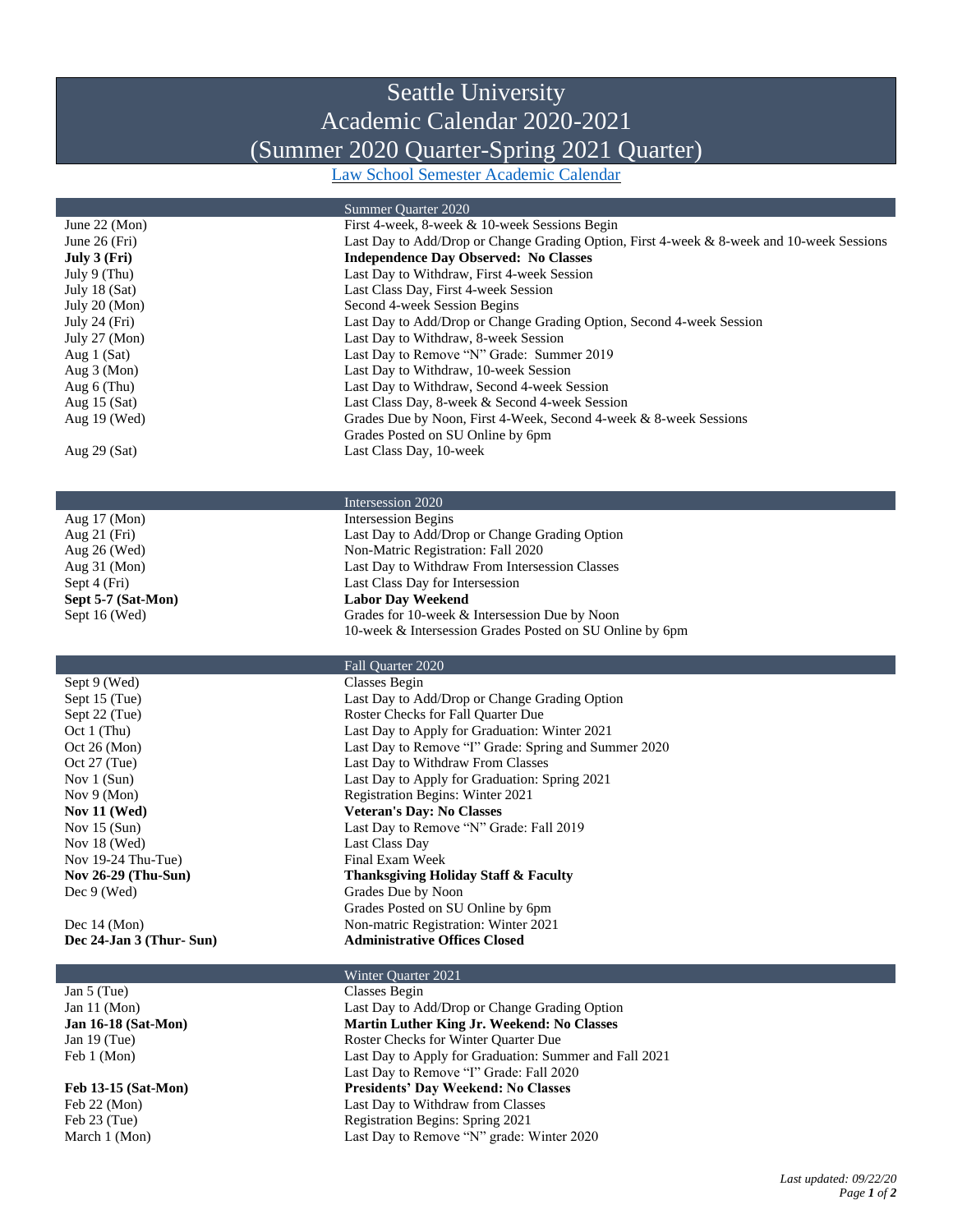# Seattle University
# Academic Calendar 2020-2021
# (Summer 2020 Quarter-Spring 2021 Quarter)

Law School Semester Academic Calendar

## Summer Quarter 2020

| Date | Event |
|---|---|
| June 22 (Mon) | First 4-week, 8-week & 10-week Sessions Begin |
| June 26 (Fri) | Last Day to Add/Drop or Change Grading Option, First 4-week & 8-week and 10-week Sessions |
| **July 3 (Fri)** | **Independence Day Observed: No Classes** |
| July 9 (Thu) | Last Day to Withdraw, First 4-week Session |
| July 18 (Sat) | Last Class Day, First 4-week Session |
| July 20 (Mon) | Second 4-week Session Begins |
| July 24 (Fri) | Last Day to Add/Drop or Change Grading Option, Second 4-week Session |
| July 27 (Mon) | Last Day to Withdraw, 8-week Session |
| Aug 1 (Sat) | Last Day to Remove "N" Grade: Summer 2019 |
| Aug 3 (Mon) | Last Day to Withdraw, 10-week Session |
| Aug 6 (Thu) | Last Day to Withdraw, Second 4-week Session |
| Aug 15 (Sat) | Last Class Day, 8-week & Second 4-week Session |
| Aug 19 (Wed) | Grades Due by Noon, First 4-Week, Second 4-week & 8-week Sessions<br>Grades Posted on SU Online by 6pm |
| Aug 29 (Sat) | Last Class Day, 10-week |

## Intersession 2020

| Date | Event |
|---|---|
| Aug 17 (Mon) | Intersession Begins |
| Aug 21 (Fri) | Last Day to Add/Drop or Change Grading Option |
| Aug 26 (Wed) | Non-Matric Registration: Fall 2020 |
| Aug 31 (Mon) | Last Day to Withdraw From Intersession Classes |
| Sept 4 (Fri) | Last Class Day for Intersession |
| **Sept 5-7 (Sat-Mon)** | **Labor Day Weekend** |
| Sept 16 (Wed) | Grades for 10-week & Intersession Due by Noon<br>10-week & Intersession Grades Posted on SU Online by 6pm |

## Fall Quarter 2020

| Date | Event |
|---|---|
| Sept 9 (Wed) | Classes Begin |
| Sept 15 (Tue) | Last Day to Add/Drop or Change Grading Option |
| Sept 22 (Tue) | Roster Checks for Fall Quarter Due |
| Oct 1 (Thu) | Last Day to Apply for Graduation: Winter 2021 |
| Oct 26 (Mon) | Last Day to Remove "I" Grade: Spring and Summer 2020 |
| Oct 27 (Tue) | Last Day to Withdraw From Classes |
| Nov 1 (Sun) | Last Day to Apply for Graduation: Spring 2021 |
| Nov 9 (Mon) | Registration Begins: Winter 2021 |
| **Nov 11 (Wed)** | **Veteran's Day: No Classes** |
| Nov 15 (Sun) | Last Day to Remove "N" Grade: Fall 2019 |
| Nov 18 (Wed) | Last Class Day |
| Nov 19-24 Thu-Tue) | Final Exam Week |
| **Nov 26-29 (Thu-Sun)** | **Thanksgiving Holiday Staff & Faculty** |
| Dec 9 (Wed) | Grades Due by Noon<br>Grades Posted on SU Online by 6pm |
| Dec 14 (Mon) | Non-matric Registration: Winter 2021 |
| **Dec 24-Jan 3 (Thur- Sun)** | **Administrative Offices Closed** |

## Winter Quarter 2021

| Date | Event |
|---|---|
| Jan 5 (Tue) | Classes Begin |
| Jan 11 (Mon) | Last Day to Add/Drop or Change Grading Option |
| **Jan 16-18 (Sat-Mon)** | **Martin Luther King Jr. Weekend: No Classes** |
| Jan 19 (Tue) | Roster Checks for Winter Quarter Due |
| Feb 1 (Mon) | Last Day to Apply for Graduation: Summer and Fall 2021<br>Last Day to Remove "I" Grade: Fall 2020 |
| **Feb 13-15 (Sat-Mon)** | **Presidents' Day Weekend: No Classes** |
| Feb 22 (Mon) | Last Day to Withdraw from Classes |
| Feb 23 (Tue) | Registration Begins: Spring 2021 |
| March 1 (Mon) | Last Day to Remove "N" grade: Winter 2020 |

*Last updated: 09/22/20*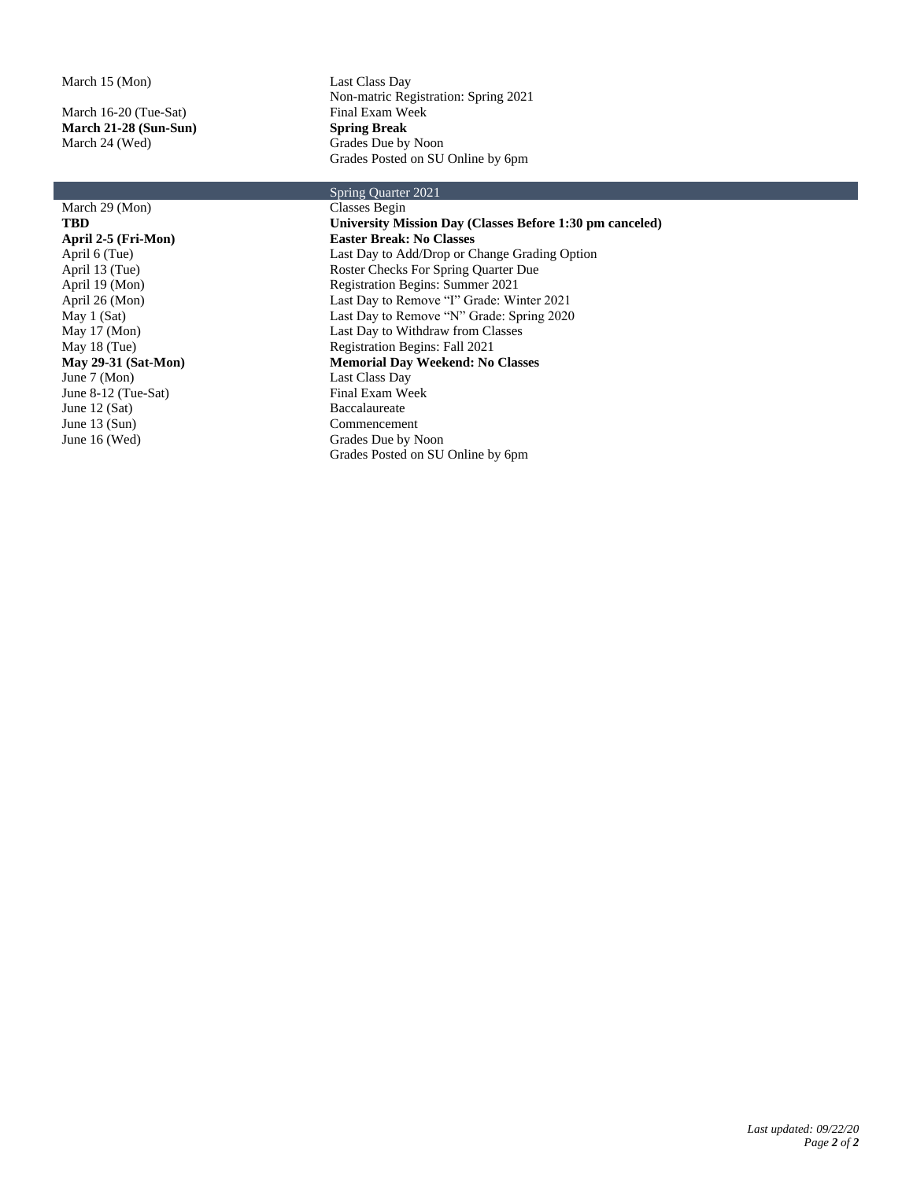| | |
|---|---|
| March 15 (Mon) | Last Class Day<br>Non-matric Registration: Spring 2021 |
| March 16-20 (Tue-Sat) | Final Exam Week |
| **March 21-28 (Sun-Sun)** | **Spring Break** |
| March 24 (Wed) | Grades Due by Noon<br>Grades Posted on SU Online by 6pm |

## Spring Quarter 2021

| | |
|---|---|
| March 29 (Mon) | Classes Begin |
| **TBD** | **University Mission Day (Classes Before 1:30 pm canceled)** |
| **April 2-5 (Fri-Mon)** | **Easter Break: No Classes** |
| April 6 (Tue) | Last Day to Add/Drop or Change Grading Option |
| April 13 (Tue) | Roster Checks For Spring Quarter Due |
| April 19 (Mon) | Registration Begins: Summer 2021 |
| April 26 (Mon) | Last Day to Remove "I" Grade: Winter 2021 |
| May 1 (Sat) | Last Day to Remove "N" Grade: Spring 2020 |
| May 17 (Mon) | Last Day to Withdraw from Classes |
| May 18 (Tue) | Registration Begins: Fall 2021 |
| **May 29-31 (Sat-Mon)** | **Memorial Day Weekend: No Classes** |
| June 7 (Mon) | Last Class Day |
| June 8-12 (Tue-Sat) | Final Exam Week |
| June 12 (Sat) | Baccalaureate |
| June 13 (Sun) | Commencement |
| June 16 (Wed) | Grades Due by Noon<br>Grades Posted on SU Online by 6pm |

*Last updated: 09/22/20*